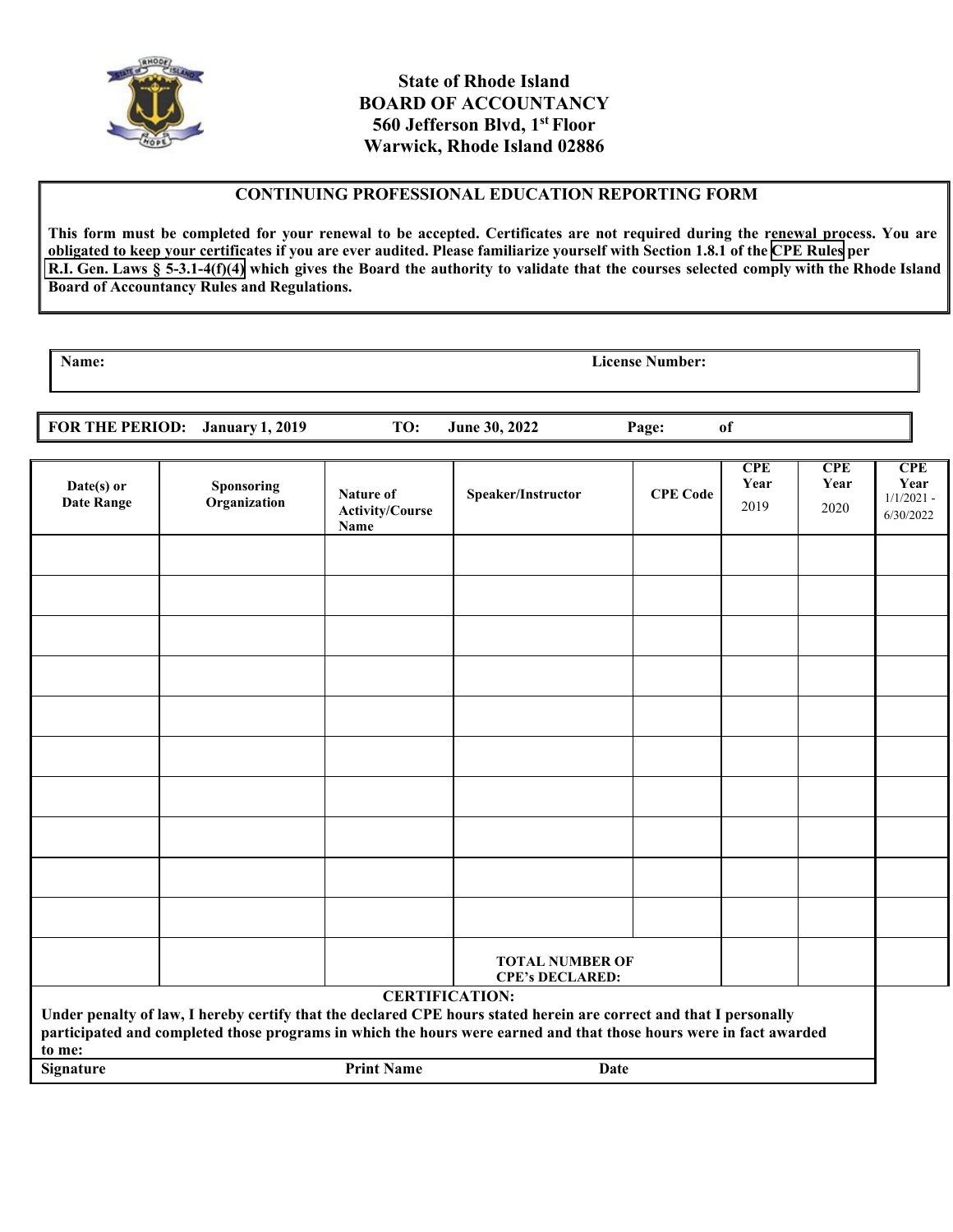**State of Rhode Island**
**BOARD OF ACCOUNTANCY**
**560 Jefferson Blvd, 1st Floor**
**Warwick, Rhode Island 02886**

## CONTINUING PROFESSIONAL EDUCATION REPORTING FORM

**This form must be completed for your renewal to be accepted. Certificates are not required during the renewal process. You are obligated to keep your certificates if you are ever audited. Please familiarize yourself with Section 1.8.1 of the CPE Rules per R.I. Gen. Laws § 5-3.1-4(f)(4) which gives the Board the authority to validate that the courses selected comply with the Rhode Island Board of Accountancy Rules and Regulations.**

**Name:** **License Number:**

**FOR THE PERIOD: January 1, 2019 TO: June 30, 2022 Page: of**

| Date(s) or Date Range | Sponsoring Organization | Nature of Activity/Course Name | Speaker/Instructor | CPE Code | CPE Year 2019 | CPE Year 2020 | CPE Year 1/1/2021 - 6/30/2022 |
|---|---|---|---|---|---|---|---|
| | | | | | | | |
| | | | | | | | |
| | | | | | | | |
| | | | | | | | |
| | | | | | | | |
| | | | | | | | |
| | | | | | | | |
| | | | | | | | |
| | | | | | | | |
| | | | | | | | |
| | | | **TOTAL NUMBER OF CPE's DECLARED:** | | | | |

**CERTIFICATION:**

**Under penalty of law, I hereby certify that the declared CPE hours stated herein are correct and that I personally participated and completed those programs in which the hours were earned and that those hours were in fact awarded to me:**

**Signature** **Print Name** **Date**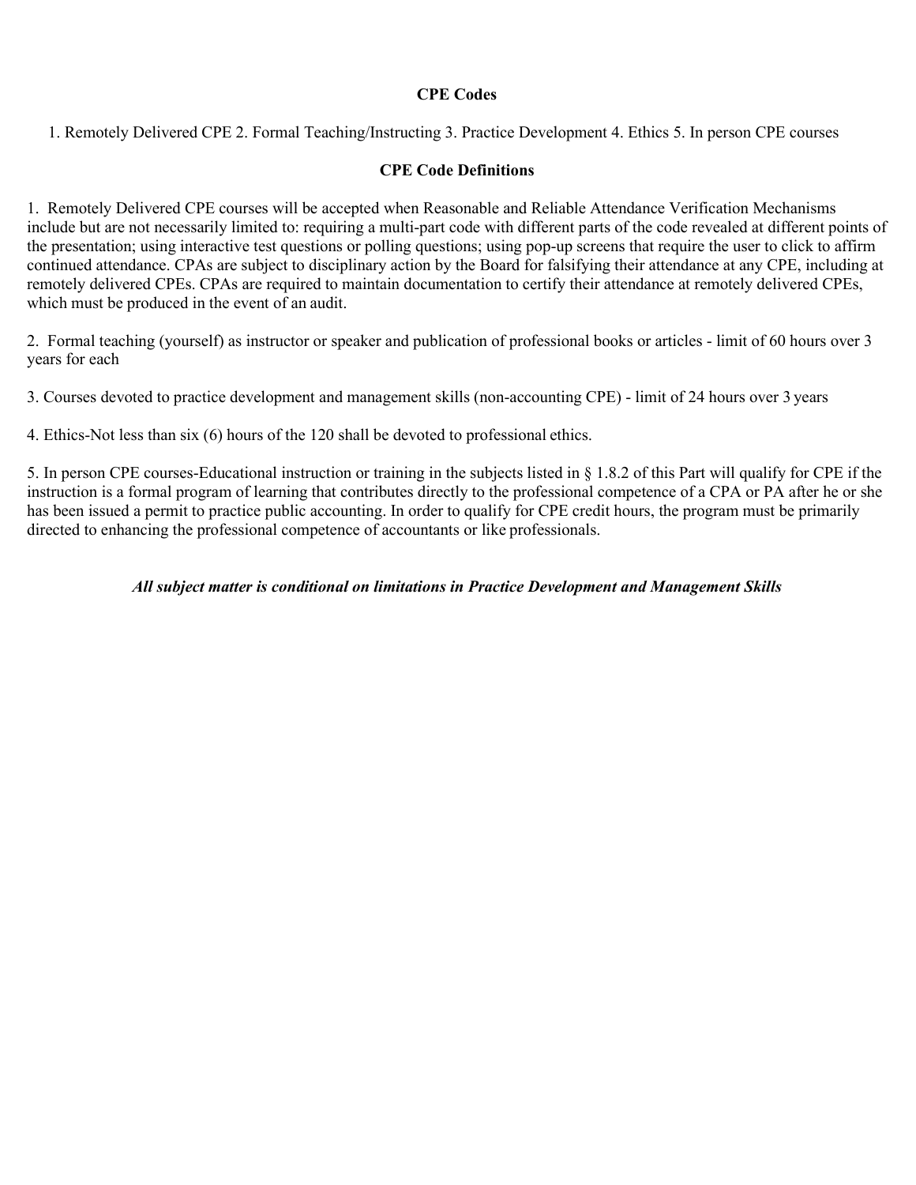**CPE Codes**

1. Remotely Delivered CPE 2. Formal Teaching/Instructing 3. Practice Development 4. Ethics 5. In person CPE courses

**CPE Code Definitions**

1. Remotely Delivered CPE courses will be accepted when Reasonable and Reliable Attendance Verification Mechanisms include but are not necessarily limited to: requiring a multi-part code with different parts of the code revealed at different points of the presentation; using interactive test questions or polling questions; using pop-up screens that require the user to click to affirm continued attendance. CPAs are subject to disciplinary action by the Board for falsifying their attendance at any CPE, including at remotely delivered CPEs. CPAs are required to maintain documentation to certify their attendance at remotely delivered CPEs, which must be produced in the event of an audit.

2. Formal teaching (yourself) as instructor or speaker and publication of professional books or articles - limit of 60 hours over 3 years for each

3. Courses devoted to practice development and management skills (non-accounting CPE) - limit of 24 hours over 3 years

4. Ethics-Not less than six (6) hours of the 120 shall be devoted to professional ethics.

5. In person CPE courses-Educational instruction or training in the subjects listed in § 1.8.2 of this Part will qualify for CPE if the instruction is a formal program of learning that contributes directly to the professional competence of a CPA or PA after he or she has been issued a permit to practice public accounting. In order to qualify for CPE credit hours, the program must be primarily directed to enhancing the professional competence of accountants or like professionals.

***All subject matter is conditional on limitations in Practice Development and Management Skills***